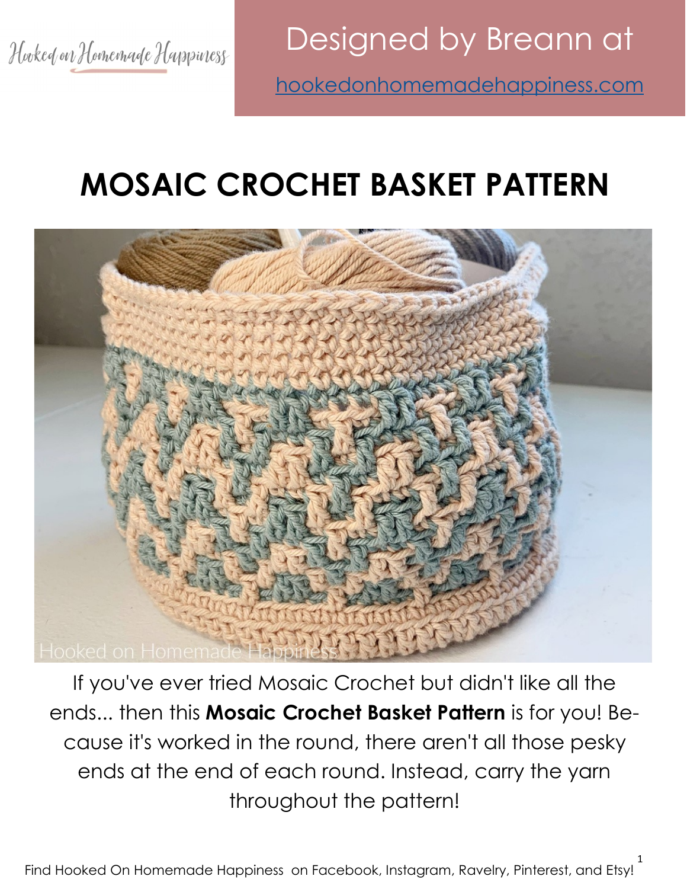Hooked on Homemade Happiness

Designed by Breann at

hookedonhomemadehappiness.com

# MOSAIC CROCHET BASKET PATTERN

If you've ever tried Mosaic Crochet but didn't like all the ends... then this **Mosaic Crochet Basket Pattern** is for you! Because it's worked in the round, there aren't all those pesky ends at the end of each round. Instead, carry the yarn throughout the pattern!

Find Hooked On Homemade Happiness on Facebook, Instagram, Ravelry, Pinterest, and Etsy!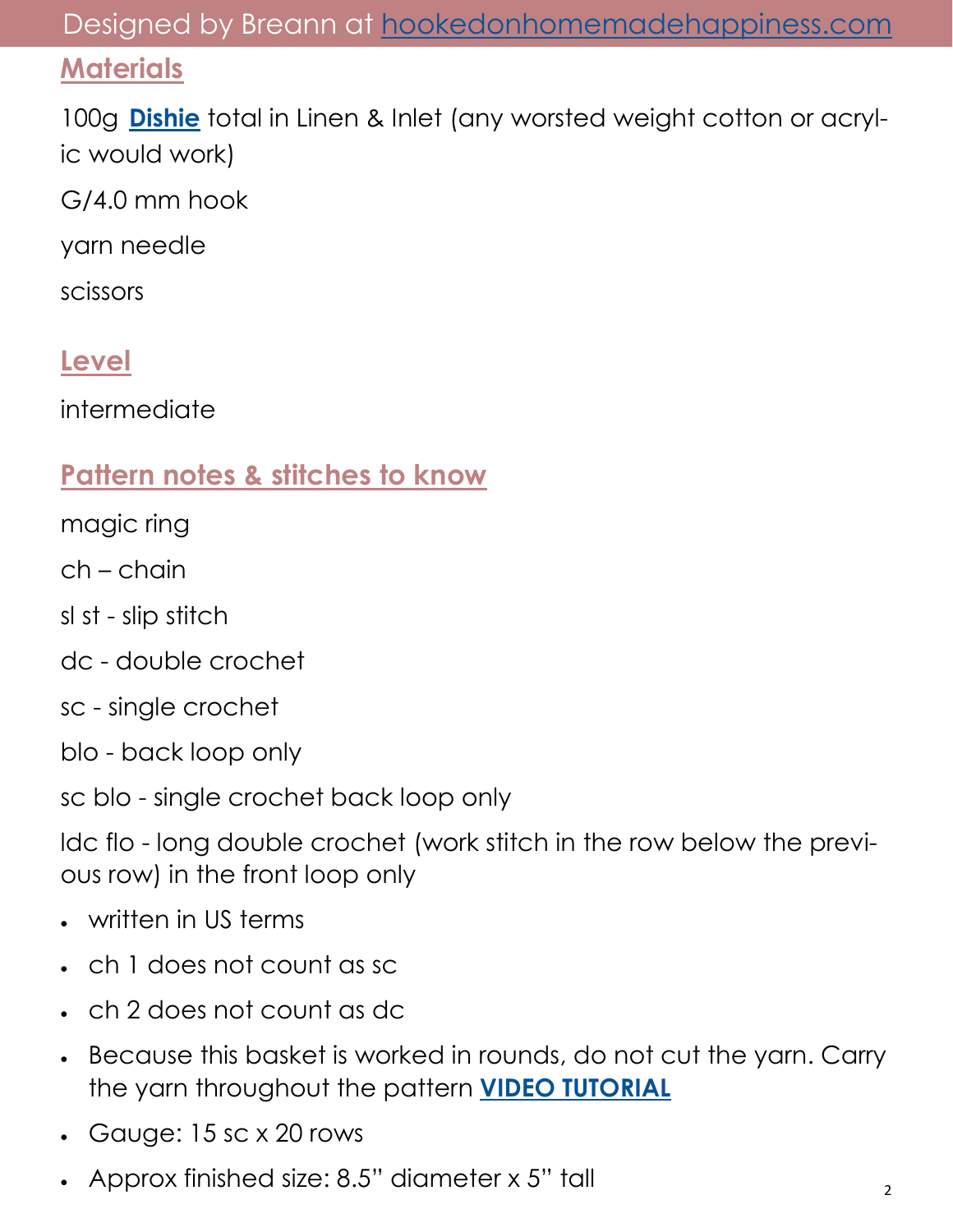Designed by Breann at hookedonhomemadehappiness.com

## Materials

100g **Dishie** total in Linen & Inlet (any worsted weight cotton or acrylic would work)

G/4.0 mm hook

yarn needle

scissors

## Level

intermediate

## Pattern notes & stitches to know

magic ring

ch – chain

sl st - slip stitch

dc - double crochet

sc - single crochet

blo - back loop only

sc blo - single crochet back loop only

ldc flo - long double crochet (work stitch in the row below the previous row) in the front loop only

- written in US terms
- ch 1 does not count as sc
- ch 2 does not count as dc
- Because this basket is worked in rounds, do not cut the yarn. Carry the yarn throughout the pattern **VIDEO TUTORIAL**
- Gauge: 15 sc x 20 rows
- Approx finished size: 8.5" diameter x 5" tall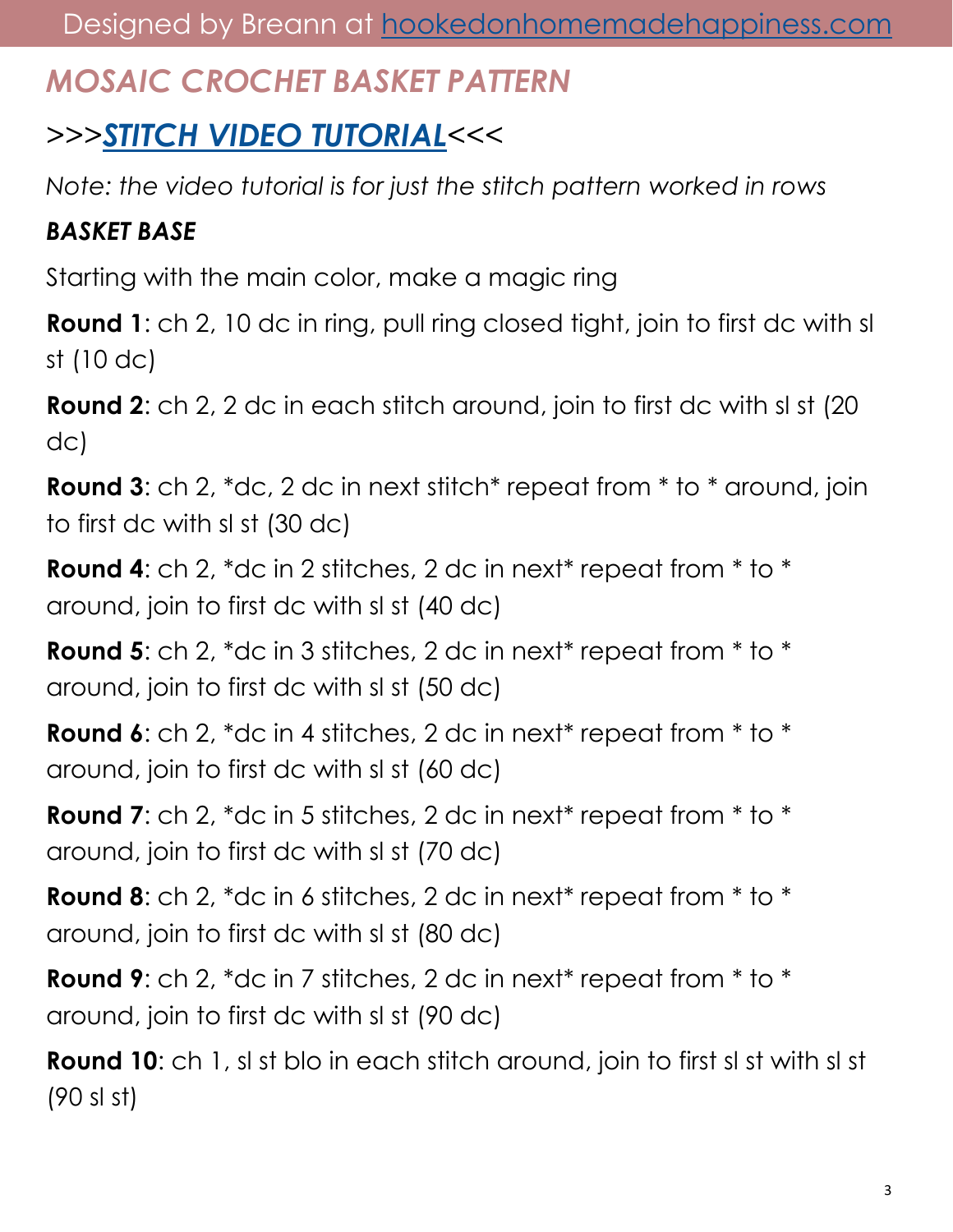## *MOSAIC CROCHET BASKET PATTERN*

## *>>>[STITCH VIDEO TUTORIAL](#)<<<*

*Note: the video tutorial is for just the stitch pattern worked in rows*

### *BASKET BASE*

Starting with the main color, make a magic ring

**Round 1**: ch 2, 10 dc in ring, pull ring closed tight, join to first dc with sl st (10 dc)

**Round 2**: ch 2, 2 dc in each stitch around, join to first dc with sl st (20 dc)

**Round 3**: ch 2, *dc, 2 dc in next stitch* repeat from * to * around, join to first dc with sl st (30 dc)

**Round 4**: ch 2, *dc in 2 stitches, 2 dc in next* repeat from * to * around, join to first dc with sl st (40 dc)

**Round 5**: ch 2, *dc in 3 stitches, 2 dc in next* repeat from * to * around, join to first dc with sl st (50 dc)

**Round 6**: ch 2, *dc in 4 stitches, 2 dc in next* repeat from * to * around, join to first dc with sl st (60 dc)

**Round 7**: ch 2, *dc in 5 stitches, 2 dc in next* repeat from * to * around, join to first dc with sl st (70 dc)

**Round 8**: ch 2, *dc in 6 stitches, 2 dc in next* repeat from * to * around, join to first dc with sl st (80 dc)

**Round 9**: ch 2, *dc in 7 stitches, 2 dc in next* repeat from * to * around, join to first dc with sl st (90 dc)

**Round 10**: ch 1, sl st blo in each stitch around, join to first sl st with sl st (90 sl st)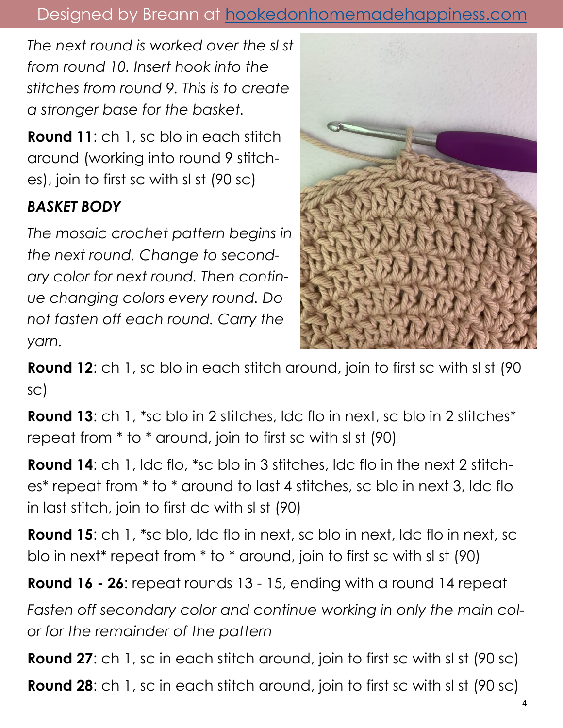*The next round is worked over the sl st from round 10. Insert hook into the stitches from round 9. This is to create a stronger base for the basket.*

**Round 11**: ch 1, sc blo in each stitch around (working into round 9 stitches), join to first sc with sl st (90 sc)

### *BASKET BODY*

*The mosaic crochet pattern begins in the next round. Change to secondary color for next round. Then continue changing colors every round. Do not fasten off each round. Carry the yarn.*

**Round 12**: ch 1, sc blo in each stitch around, join to first sc with sl st (90 sc)

**Round 13**: ch 1, *sc blo in 2 stitches, ldc flo in next, sc blo in 2 stitches* repeat from * to * around, join to first sc with sl st (90)

**Round 14**: ch 1, ldc flo, *sc blo in 3 stitches, ldc flo in the next 2 stitches* repeat from * to * around to last 4 stitches, sc blo in next 3, ldc flo in last stitch, join to first dc with sl st (90)

**Round 15**: ch 1, *sc blo, ldc flo in next, sc blo in next, ldc flo in next, sc blo in next* repeat from * to * around, join to first sc with sl st (90)

**Round 16 - 26**: repeat rounds 13 - 15, ending with a round 14 repeat

*Fasten off secondary color and continue working in only the main color for the remainder of the pattern*

**Round 27**: ch 1, sc in each stitch around, join to first sc with sl st (90 sc)

**Round 28**: ch 1, sc in each stitch around, join to first sc with sl st (90 sc)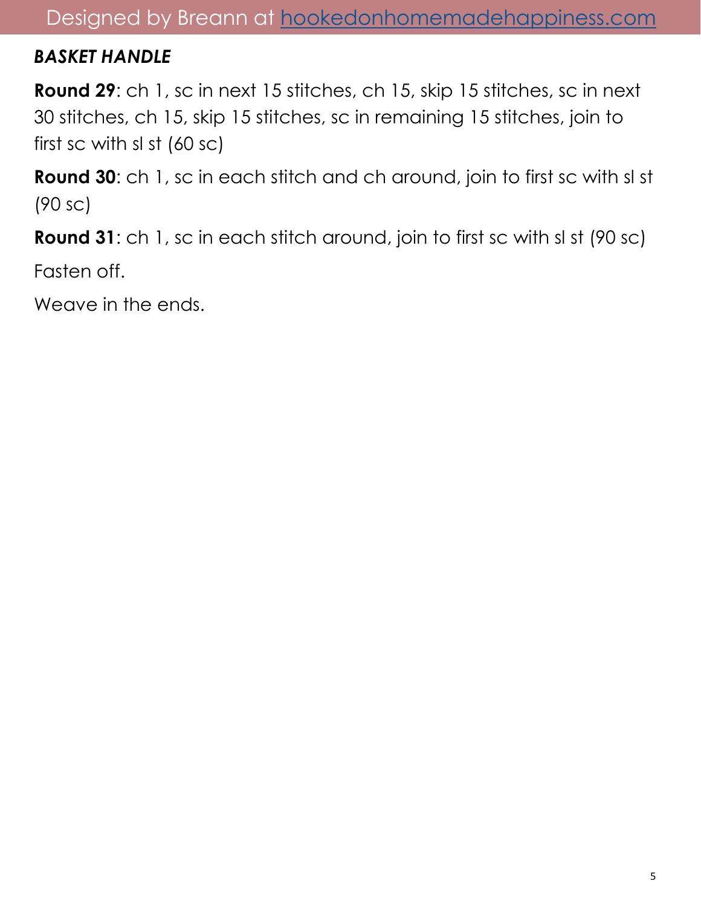***BASKET HANDLE***

**Round 29**: ch 1, sc in next 15 stitches, ch 15, skip 15 stitches, sc in next 30 stitches, ch 15, skip 15 stitches, sc in remaining 15 stitches, join to first sc with sl st (60 sc)

**Round 30**: ch 1, sc in each stitch and ch around, join to first sc with sl st (90 sc)

**Round 31**: ch 1, sc in each stitch around, join to first sc with sl st (90 sc)

Fasten off.

Weave in the ends.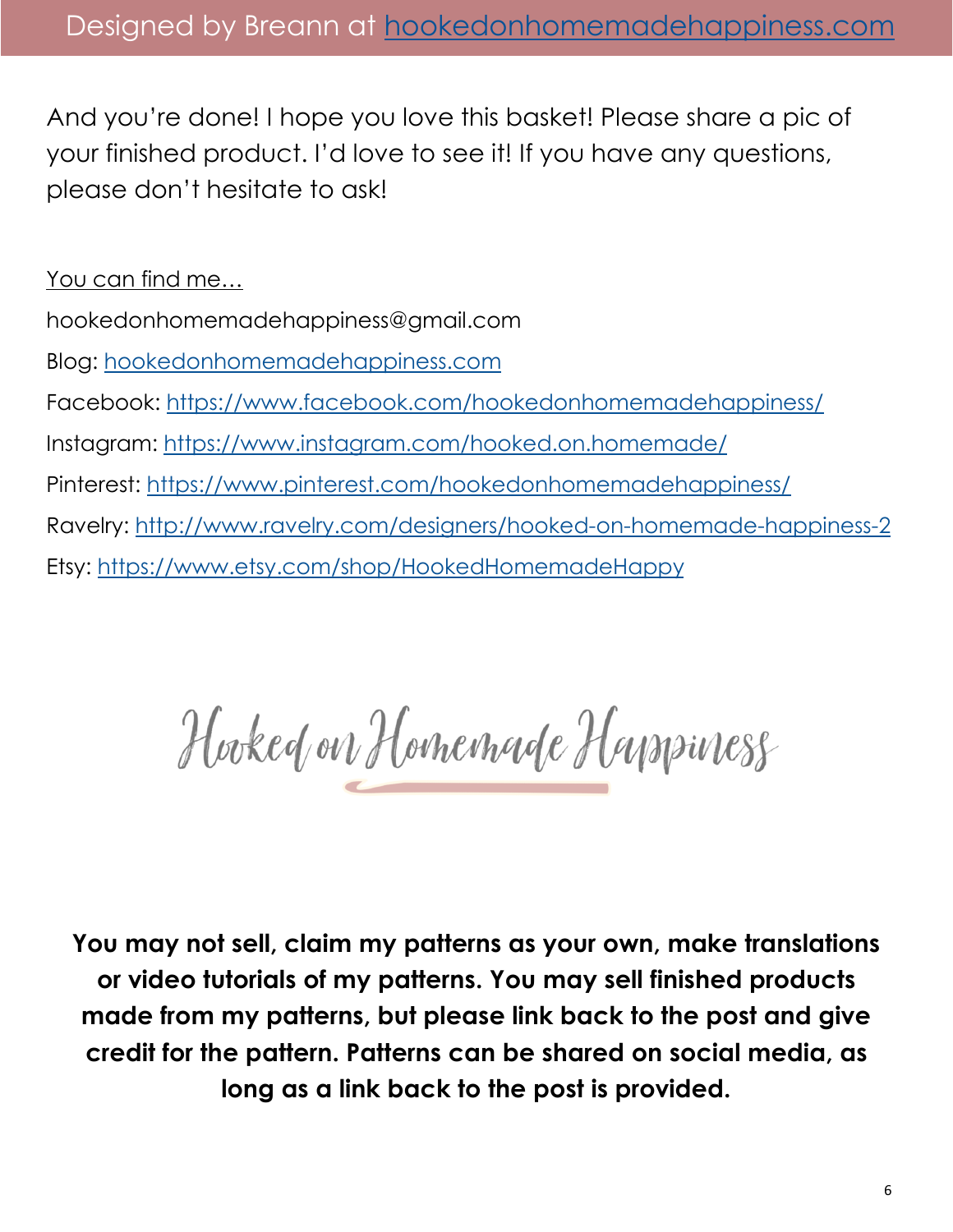And you're done! I hope you love this basket! Please share a pic of your finished product. I'd love to see it! If you have any questions, please don't hesitate to ask!

You can find me…

hookedonhomemadehappiness@gmail.com

Blog: hookedonhomemadehappiness.com

Facebook: https://www.facebook.com/hookedonhomemadehappiness/

Instagram: https://www.instagram.com/hooked.on.homemade/

Pinterest: https://www.pinterest.com/hookedonhomemadehappiness/

Ravelry: http://www.ravelry.com/designers/hooked-on-homemade-happiness-2

Etsy: https://www.etsy.com/shop/HookedHomemadeHappy

Hooked on Homemade Happiness

**You may not sell, claim my patterns as your own, make translations or video tutorials of my patterns. You may sell finished products made from my patterns, but please link back to the post and give credit for the pattern. Patterns can be shared on social media, as long as a link back to the post is provided.**